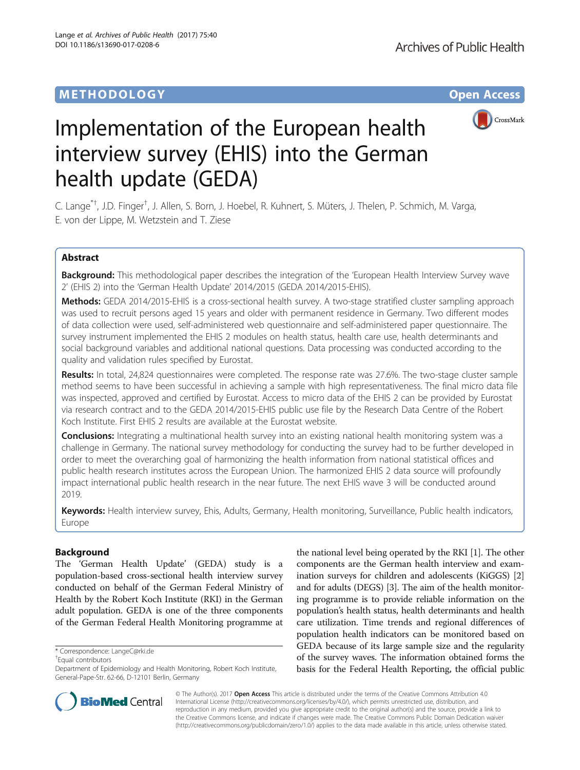METHODOLOGY

Open Access

# Implementation of the European health interview survey (EHIS) into the German health update (GEDA)

C. Lange[*†], J.D. Finger[†], J. Allen, S. Born, J. Hoebel, R. Kuhnert, S. Müters, J. Thelen, P. Schmich, M. Varga, E. von der Lippe, M. Wetzstein and T. Ziese

## Abstract

**Background:** This methodological paper describes the integration of the 'European Health Interview Survey wave 2' (EHIS 2) into the 'German Health Update' 2014/2015 (GEDA 2014/2015-EHIS).

**Methods:** GEDA 2014/2015-EHIS is a cross-sectional health survey. A two-stage stratified cluster sampling approach was used to recruit persons aged 15 years and older with permanent residence in Germany. Two different modes of data collection were used, self-administered web questionnaire and self-administered paper questionnaire. The survey instrument implemented the EHIS 2 modules on health status, health care use, health determinants and social background variables and additional national questions. Data processing was conducted according to the quality and validation rules specified by Eurostat.

**Results:** In total, 24,824 questionnaires were completed. The response rate was 27.6%. The two-stage cluster sample method seems to have been successful in achieving a sample with high representativeness. The final micro data file was inspected, approved and certified by Eurostat. Access to micro data of the EHIS 2 can be provided by Eurostat via research contract and to the GEDA 2014/2015-EHIS public use file by the Research Data Centre of the Robert Koch Institute. First EHIS 2 results are available at the Eurostat website.

**Conclusions:** Integrating a multinational health survey into an existing national health monitoring system was a challenge in Germany. The national survey methodology for conducting the survey had to be further developed in order to meet the overarching goal of harmonizing the health information from national statistical offices and public health research institutes across the European Union. The harmonized EHIS 2 data source will profoundly impact international public health research in the near future. The next EHIS wave 3 will be conducted around 2019.

**Keywords:** Health interview survey, Ehis, Adults, Germany, Health monitoring, Surveillance, Public health indicators, Europe

## Background

The 'German Health Update' (GEDA) study is a population-based cross-sectional health interview survey conducted on behalf of the German Federal Ministry of Health by the Robert Koch Institute (RKI) in the German adult population. GEDA is one of the three components of the German Federal Health Monitoring programme at the national level being operated by the RKI [1]. The other components are the German health interview and examination surveys for children and adolescents (KiGGS) [2] and for adults (DEGS) [3]. The aim of the health monitoring programme is to provide reliable information on the population's health status, health determinants and health care utilization. Time trends and regional differences of population health indicators can be monitored based on GEDA because of its large sample size and the regularity of the survey waves. The information obtained forms the basis for the Federal Health Reporting, the official public

\* Correspondence: LangeC@rki.de

[†]Equal contributors

Department of Epidemiology and Health Monitoring, Robert Koch Institute, General-Pape-Str. 62-66, D-12101 Berlin, Germany

© The Author(s). 2017 **Open Access** This article is distributed under the terms of the Creative Commons Attribution 4.0 International License (http://creativecommons.org/licenses/by/4.0/), which permits unrestricted use, distribution, and reproduction in any medium, provided you give appropriate credit to the original author(s) and the source, provide a link to the Creative Commons license, and indicate if changes were made. The Creative Commons Public Domain Dedication waiver (http://creativecommons.org/publicdomain/zero/1.0/) applies to the data made available in this article, unless otherwise stated.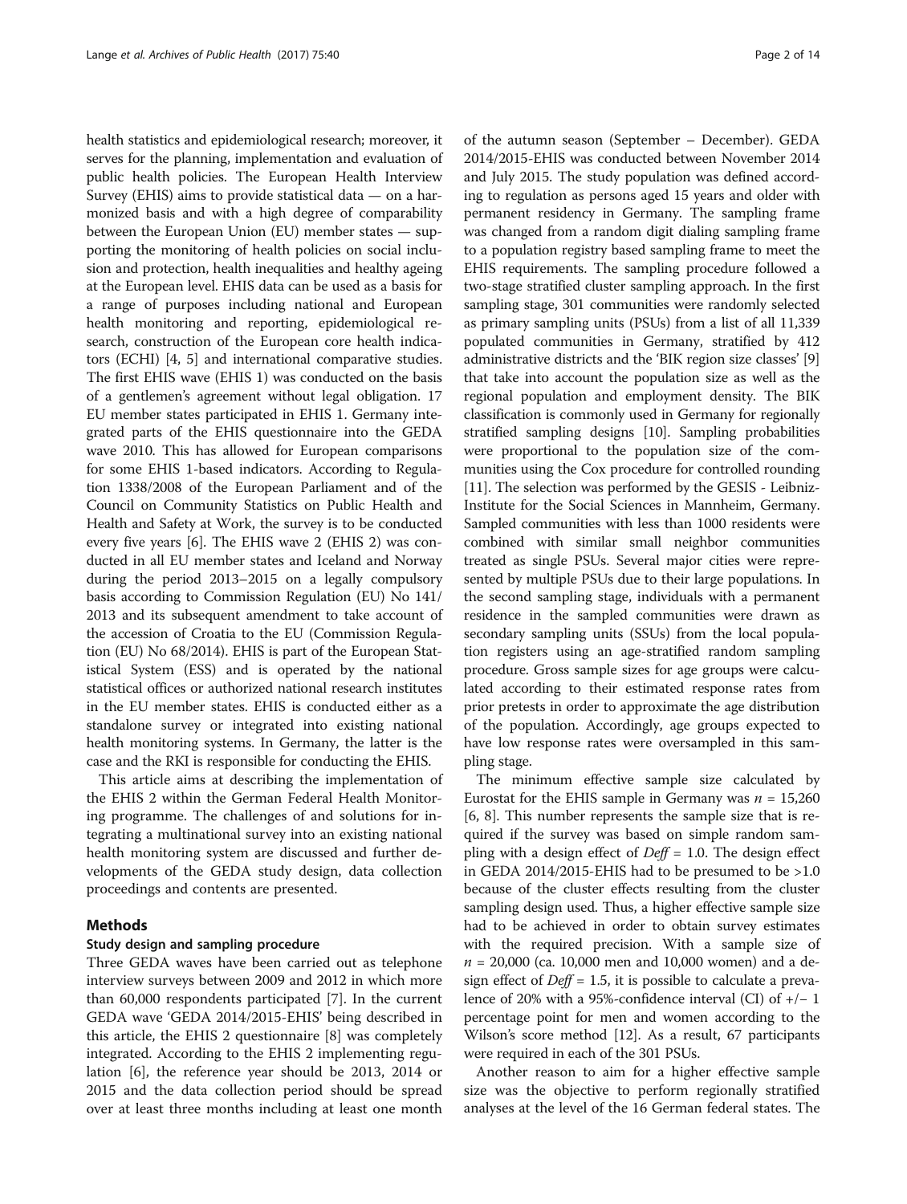health statistics and epidemiological research; moreover, it serves for the planning, implementation and evaluation of public health policies. The European Health Interview Survey (EHIS) aims to provide statistical data — on a harmonized basis and with a high degree of comparability between the European Union (EU) member states — supporting the monitoring of health policies on social inclusion and protection, health inequalities and healthy ageing at the European level. EHIS data can be used as a basis for a range of purposes including national and European health monitoring and reporting, epidemiological research, construction of the European core health indicators (ECHI) [4, 5] and international comparative studies. The first EHIS wave (EHIS 1) was conducted on the basis of a gentlemen's agreement without legal obligation. 17 EU member states participated in EHIS 1. Germany integrated parts of the EHIS questionnaire into the GEDA wave 2010. This has allowed for European comparisons for some EHIS 1-based indicators. According to Regulation 1338/2008 of the European Parliament and of the Council on Community Statistics on Public Health and Health and Safety at Work, the survey is to be conducted every five years [6]. The EHIS wave 2 (EHIS 2) was conducted in all EU member states and Iceland and Norway during the period 2013–2015 on a legally compulsory basis according to Commission Regulation (EU) No 141/2013 and its subsequent amendment to take account of the accession of Croatia to the EU (Commission Regulation (EU) No 68/2014). EHIS is part of the European Statistical System (ESS) and is operated by the national statistical offices or authorized national research institutes in the EU member states. EHIS is conducted either as a standalone survey or integrated into existing national health monitoring systems. In Germany, the latter is the case and the RKI is responsible for conducting the EHIS.

This article aims at describing the implementation of the EHIS 2 within the German Federal Health Monitoring programme. The challenges of and solutions for integrating a multinational survey into an existing national health monitoring system are discussed and further developments of the GEDA study design, data collection proceedings and contents are presented.

## Methods

### Study design and sampling procedure

Three GEDA waves have been carried out as telephone interview surveys between 2009 and 2012 in which more than 60,000 respondents participated [7]. In the current GEDA wave 'GEDA 2014/2015-EHIS' being described in this article, the EHIS 2 questionnaire [8] was completely integrated. According to the EHIS 2 implementing regulation [6], the reference year should be 2013, 2014 or 2015 and the data collection period should be spread over at least three months including at least one month of the autumn season (September – December). GEDA 2014/2015-EHIS was conducted between November 2014 and July 2015. The study population was defined according to regulation as persons aged 15 years and older with permanent residency in Germany. The sampling frame was changed from a random digit dialing sampling frame to a population registry based sampling frame to meet the EHIS requirements. The sampling procedure followed a two-stage stratified cluster sampling approach. In the first sampling stage, 301 communities were randomly selected as primary sampling units (PSUs) from a list of all 11,339 populated communities in Germany, stratified by 412 administrative districts and the 'BIK region size classes' [9] that take into account the population size as well as the regional population and employment density. The BIK classification is commonly used in Germany for regionally stratified sampling designs [10]. Sampling probabilities were proportional to the population size of the communities using the Cox procedure for controlled rounding [11]. The selection was performed by the GESIS - Leibniz-Institute for the Social Sciences in Mannheim, Germany. Sampled communities with less than 1000 residents were combined with similar small neighbor communities treated as single PSUs. Several major cities were represented by multiple PSUs due to their large populations. In the second sampling stage, individuals with a permanent residence in the sampled communities were drawn as secondary sampling units (SSUs) from the local population registers using an age-stratified random sampling procedure. Gross sample sizes for age groups were calculated according to their estimated response rates from prior pretests in order to approximate the age distribution of the population. Accordingly, age groups expected to have low response rates were oversampled in this sampling stage.

The minimum effective sample size calculated by Eurostat for the EHIS sample in Germany was $n = 15{,}260$ [6, 8]. This number represents the sample size that is required if the survey was based on simple random sampling with a design effect of $Deff = 1.0$. The design effect in GEDA 2014/2015-EHIS had to be presumed to be $>1.0$ because of the cluster effects resulting from the cluster sampling design used. Thus, a higher effective sample size had to be achieved in order to obtain survey estimates with the required precision. With a sample size of $n = 20{,}000$ (ca. 10,000 men and 10,000 women) and a design effect of $Deff = 1.5$, it is possible to calculate a prevalence of 20% with a 95%-confidence interval (CI) of +/− 1 percentage point for men and women according to the Wilson's score method [12]. As a result, 67 participants were required in each of the 301 PSUs.

Another reason to aim for a higher effective sample size was the objective to perform regionally stratified analyses at the level of the 16 German federal states. The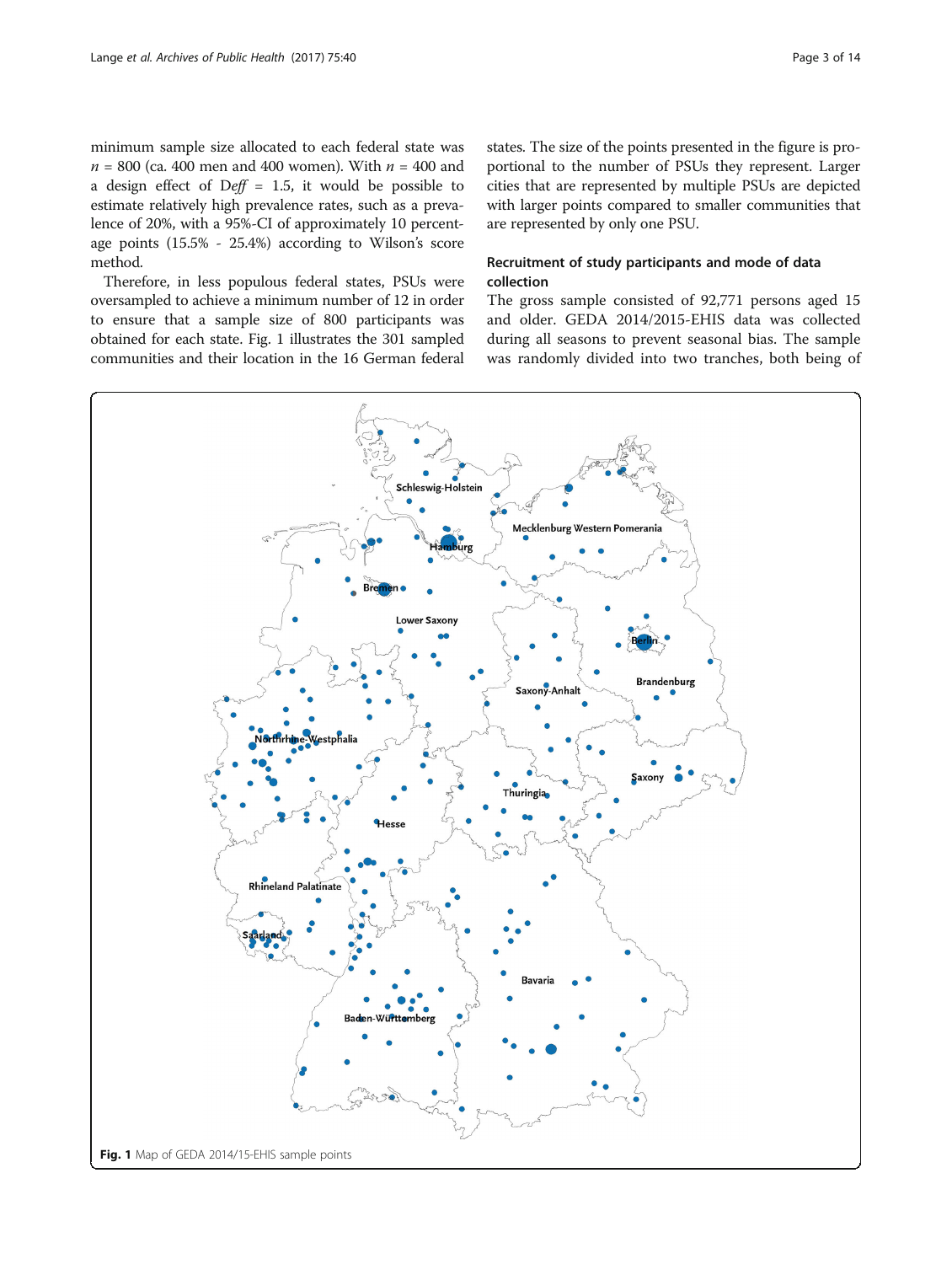minimum sample size allocated to each federal state was $n = 800$ (ca. 400 men and 400 women). With $n = 400$ and a design effect of $Deff = 1.5$, it would be possible to estimate relatively high prevalence rates, such as a prevalence of 20%, with a 95%-CI of approximately 10 percentage points (15.5% - 25.4%) according to Wilson's score method.

Therefore, in less populous federal states, PSUs were oversampled to achieve a minimum number of 12 in order to ensure that a sample size of 800 participants was obtained for each state. Fig. 1 illustrates the 301 sampled communities and their location in the 16 German federal states. The size of the points presented in the figure is proportional to the number of PSUs they represent. Larger cities that are represented by multiple PSUs are depicted with larger points compared to smaller communities that are represented by only one PSU.

### Recruitment of study participants and mode of data collection

The gross sample consisted of 92,771 persons aged 15 and older. GEDA 2014/2015-EHIS data was collected during all seasons to prevent seasonal bias. The sample was randomly divided into two tranches, both being of

**Fig. 1** Map of GEDA 2014/15-EHIS sample points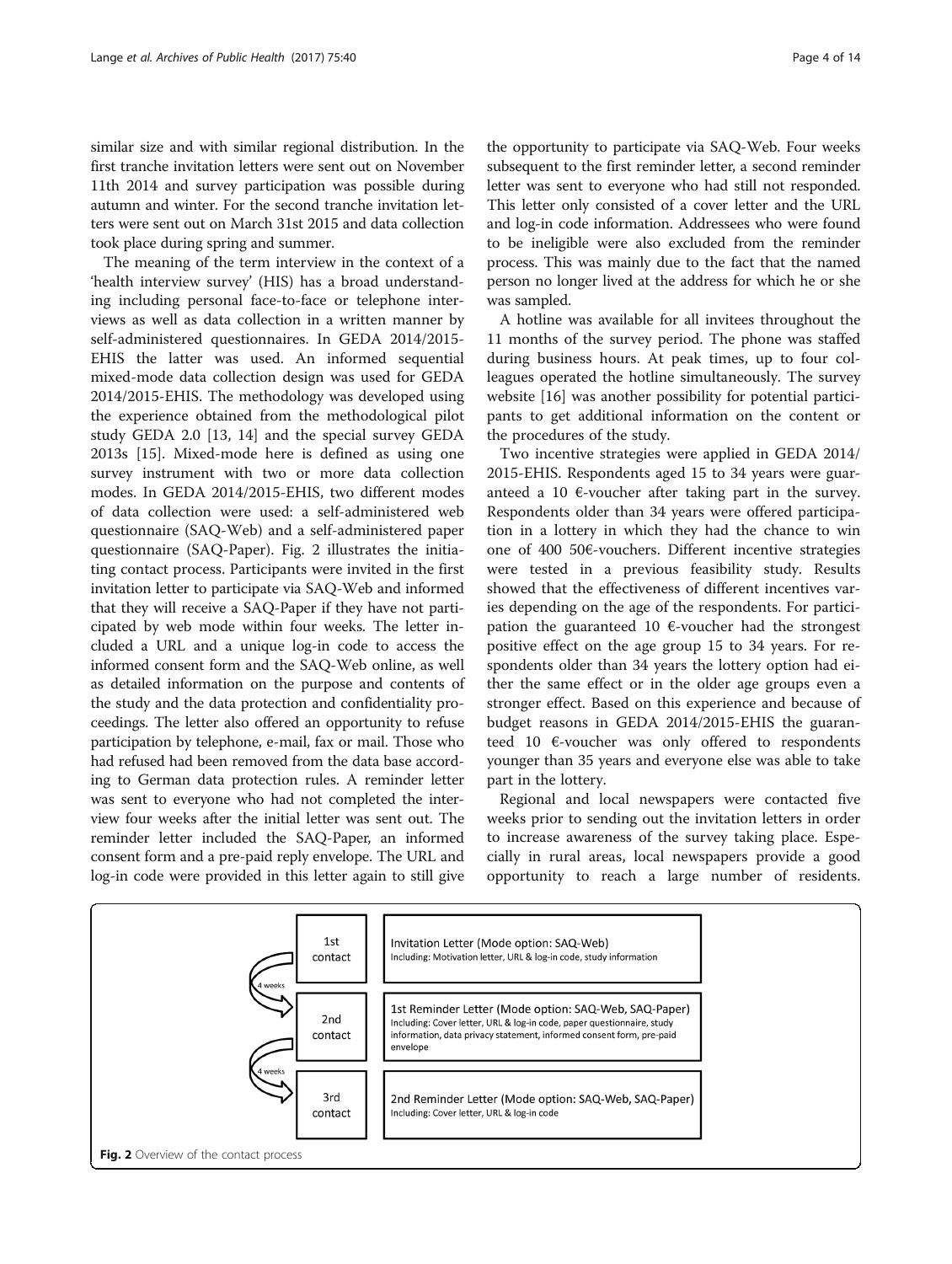similar size and with similar regional distribution. In the first tranche invitation letters were sent out on November 11th 2014 and survey participation was possible during autumn and winter. For the second tranche invitation letters were sent out on March 31st 2015 and data collection took place during spring and summer.

The meaning of the term interview in the context of a 'health interview survey' (HIS) has a broad understanding including personal face-to-face or telephone interviews as well as data collection in a written manner by self-administered questionnaires. In GEDA 2014/2015-EHIS the latter was used. An informed sequential mixed-mode data collection design was used for GEDA 2014/2015-EHIS. The methodology was developed using the experience obtained from the methodological pilot study GEDA 2.0 [13, 14] and the special survey GEDA 2013s [15]. Mixed-mode here is defined as using one survey instrument with two or more data collection modes. In GEDA 2014/2015-EHIS, two different modes of data collection were used: a self-administered web questionnaire (SAQ-Web) and a self-administered paper questionnaire (SAQ-Paper). Fig. 2 illustrates the initiating contact process. Participants were invited in the first invitation letter to participate via SAQ-Web and informed that they will receive a SAQ-Paper if they have not participated by web mode within four weeks. The letter included a URL and a unique log-in code to access the informed consent form and the SAQ-Web online, as well as detailed information on the purpose and contents of the study and the data protection and confidentiality proceedings. The letter also offered an opportunity to refuse participation by telephone, e-mail, fax or mail. Those who had refused had been removed from the data base according to German data protection rules. A reminder letter was sent to everyone who had not completed the interview four weeks after the initial letter was sent out. The reminder letter included the SAQ-Paper, an informed consent form and a pre-paid reply envelope. The URL and log-in code were provided in this letter again to still give the opportunity to participate via SAQ-Web. Four weeks subsequent to the first reminder letter, a second reminder letter was sent to everyone who had still not responded. This letter only consisted of a cover letter and the URL and log-in code information. Addressees who were found to be ineligible were also excluded from the reminder process. This was mainly due to the fact that the named person no longer lived at the address for which he or she was sampled.

A hotline was available for all invitees throughout the 11 months of the survey period. The phone was staffed during business hours. At peak times, up to four colleagues operated the hotline simultaneously. The survey website [16] was another possibility for potential participants to get additional information on the content or the procedures of the study.

Two incentive strategies were applied in GEDA 2014/2015-EHIS. Respondents aged 15 to 34 years were guaranteed a 10 €-voucher after taking part in the survey. Respondents older than 34 years were offered participation in a lottery in which they had the chance to win one of 400 50€-vouchers. Different incentive strategies were tested in a previous feasibility study. Results showed that the effectiveness of different incentives varies depending on the age of the respondents. For participation the guaranteed 10 €-voucher had the strongest positive effect on the age group 15 to 34 years. For respondents older than 34 years the lottery option had either the same effect or in the older age groups even a stronger effect. Based on this experience and because of budget reasons in GEDA 2014/2015-EHIS the guaranteed 10 €-voucher was only offered to respondents younger than 35 years and everyone else was able to take part in the lottery.

Regional and local newspapers were contacted five weeks prior to sending out the invitation letters in order to increase awareness of the survey taking place. Especially in rural areas, local newspapers provide a good opportunity to reach a large number of residents.

| Contact | Letter |
|---|---|
| 1st contact | **Invitation Letter (Mode option: SAQ-Web)** Including: Motivation letter, URL & log-in code, study information |
| ↓ 4 weeks | |
| 2nd contact | **1st Reminder Letter (Mode option: SAQ-Web, SAQ-Paper)** Including: Cover letter, URL & log-in code, paper questionnaire, study information, data privacy statement, informed consent form, pre-paid envelope |
| ↓ 4 weeks | |
| 3rd contact | **2nd Reminder Letter (Mode option: SAQ-Web, SAQ-Paper)** Including: Cover letter, URL & log-in code |

**Fig. 2** Overview of the contact process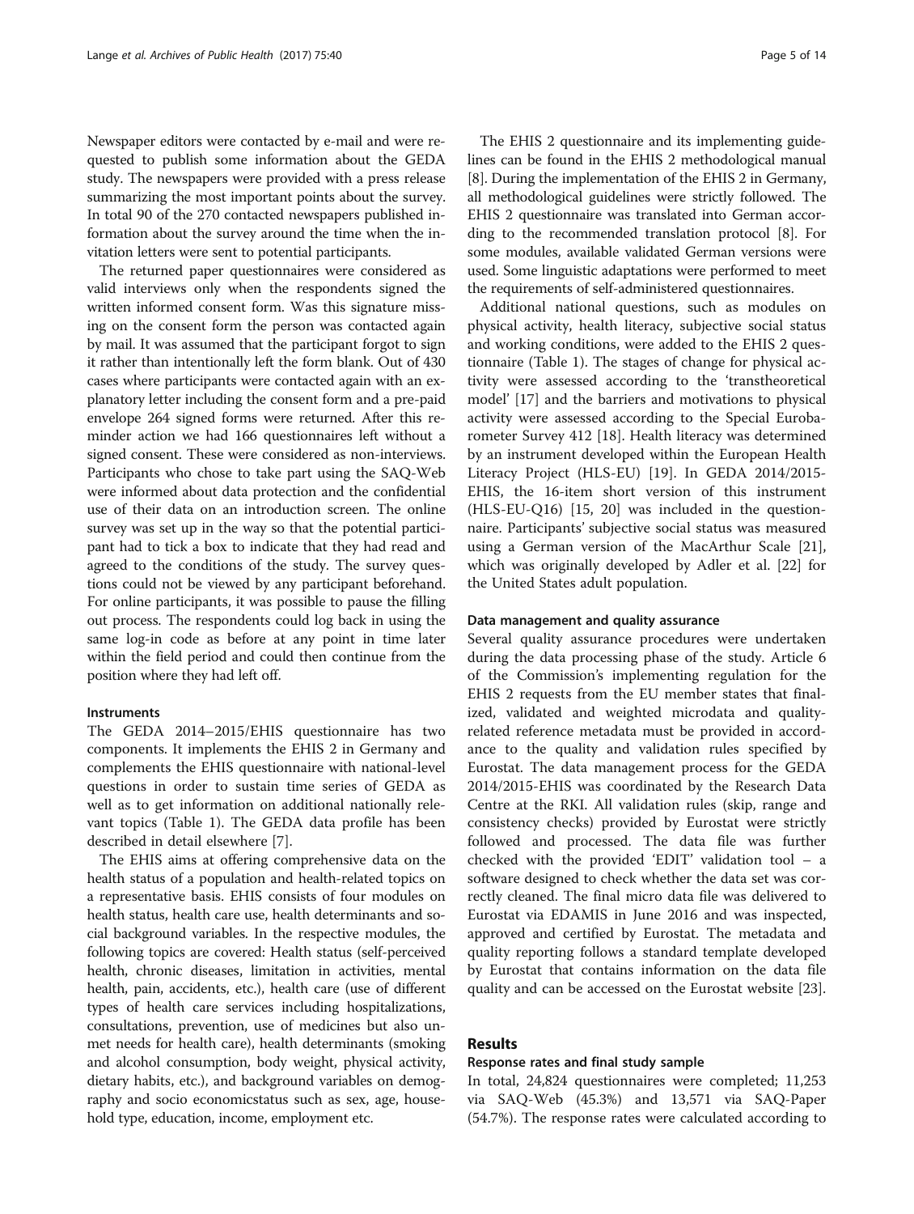Newspaper editors were contacted by e-mail and were requested to publish some information about the GEDA study. The newspapers were provided with a press release summarizing the most important points about the survey. In total 90 of the 270 contacted newspapers published information about the survey around the time when the invitation letters were sent to potential participants.

The returned paper questionnaires were considered as valid interviews only when the respondents signed the written informed consent form. Was this signature missing on the consent form the person was contacted again by mail. It was assumed that the participant forgot to sign it rather than intentionally left the form blank. Out of 430 cases where participants were contacted again with an explanatory letter including the consent form and a pre-paid envelope 264 signed forms were returned. After this reminder action we had 166 questionnaires left without a signed consent. These were considered as non-interviews. Participants who chose to take part using the SAQ-Web were informed about data protection and the confidential use of their data on an introduction screen. The online survey was set up in the way so that the potential participant had to tick a box to indicate that they had read and agreed to the conditions of the study. The survey questions could not be viewed by any participant beforehand. For online participants, it was possible to pause the filling out process. The respondents could log back in using the same log-in code as before at any point in time later within the field period and could then continue from the position where they had left off.

### Instruments

The GEDA 2014–2015/EHIS questionnaire has two components. It implements the EHIS 2 in Germany and complements the EHIS questionnaire with national-level questions in order to sustain time series of GEDA as well as to get information on additional nationally relevant topics (Table 1). The GEDA data profile has been described in detail elsewhere [7].

The EHIS aims at offering comprehensive data on the health status of a population and health-related topics on a representative basis. EHIS consists of four modules on health status, health care use, health determinants and social background variables. In the respective modules, the following topics are covered: Health status (self-perceived health, chronic diseases, limitation in activities, mental health, pain, accidents, etc.), health care (use of different types of health care services including hospitalizations, consultations, prevention, use of medicines but also unmet needs for health care), health determinants (smoking and alcohol consumption, body weight, physical activity, dietary habits, etc.), and background variables on demography and socio economicstatus such as sex, age, household type, education, income, employment etc.

The EHIS 2 questionnaire and its implementing guidelines can be found in the EHIS 2 methodological manual [8]. During the implementation of the EHIS 2 in Germany, all methodological guidelines were strictly followed. The EHIS 2 questionnaire was translated into German according to the recommended translation protocol [8]. For some modules, available validated German versions were used. Some linguistic adaptations were performed to meet the requirements of self-administered questionnaires.

Additional national questions, such as modules on physical activity, health literacy, subjective social status and working conditions, were added to the EHIS 2 questionnaire (Table 1). The stages of change for physical activity were assessed according to the 'transtheoretical model' [17] and the barriers and motivations to physical activity were assessed according to the Special Eurobarometer Survey 412 [18]. Health literacy was determined by an instrument developed within the European Health Literacy Project (HLS-EU) [19]. In GEDA 2014/2015-EHIS, the 16-item short version of this instrument (HLS-EU-Q16) [15, 20] was included in the questionnaire. Participants' subjective social status was measured using a German version of the MacArthur Scale [21], which was originally developed by Adler et al. [22] for the United States adult population.

### Data management and quality assurance

Several quality assurance procedures were undertaken during the data processing phase of the study. Article 6 of the Commission's implementing regulation for the EHIS 2 requests from the EU member states that finalized, validated and weighted microdata and quality-related reference metadata must be provided in accordance to the quality and validation rules specified by Eurostat. The data management process for the GEDA 2014/2015-EHIS was coordinated by the Research Data Centre at the RKI. All validation rules (skip, range and consistency checks) provided by Eurostat were strictly followed and processed. The data file was further checked with the provided 'EDIT' validation tool – a software designed to check whether the data set was correctly cleaned. The final micro data file was delivered to Eurostat via EDAMIS in June 2016 and was inspected, approved and certified by Eurostat. The metadata and quality reporting follows a standard template developed by Eurostat that contains information on the data file quality and can be accessed on the Eurostat website [23].

## Results

### Response rates and final study sample

In total, 24,824 questionnaires were completed; 11,253 via SAQ-Web (45.3%) and 13,571 via SAQ-Paper (54.7%). The response rates were calculated according to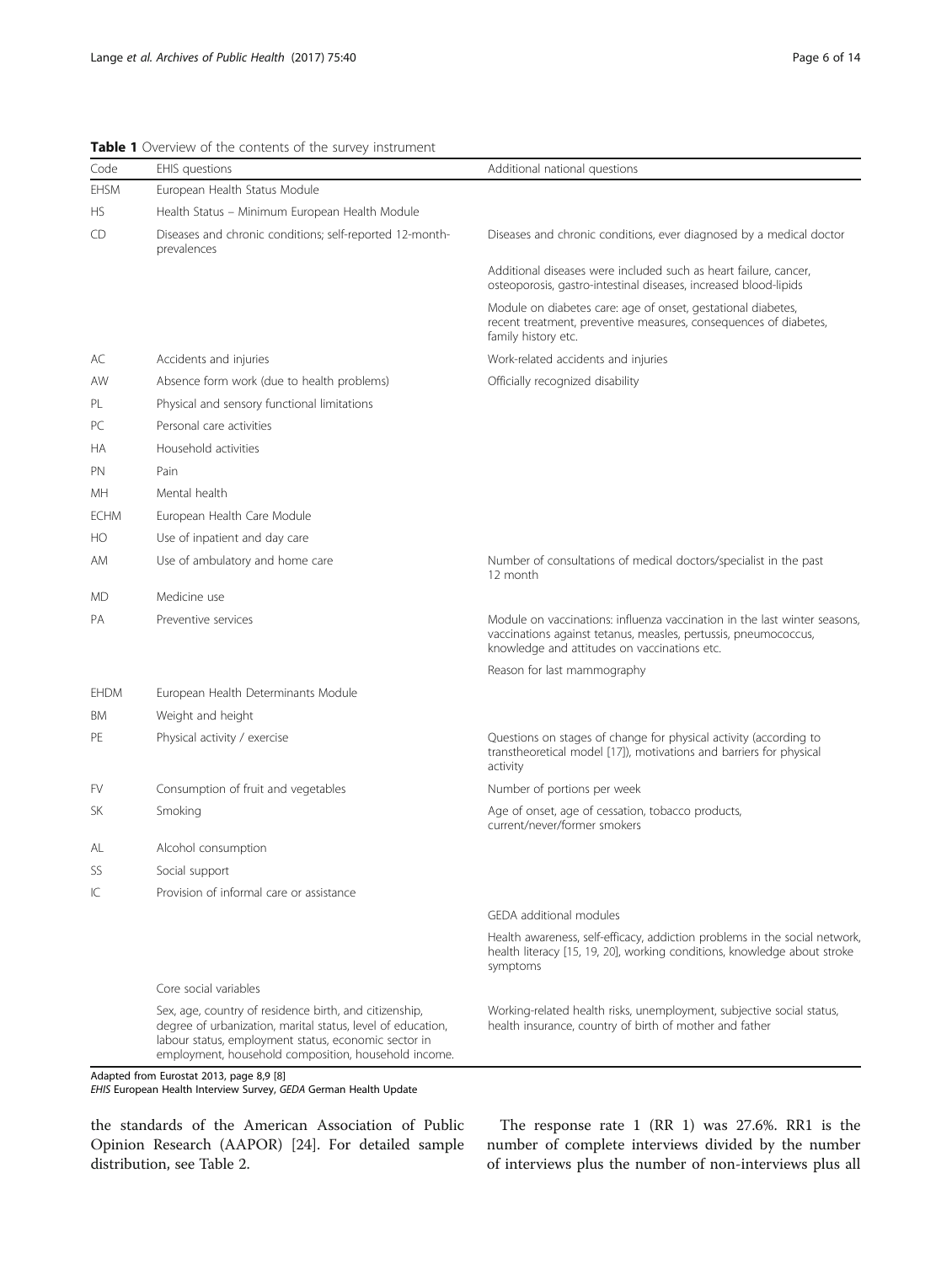**Table 1** Overview of the contents of the survey instrument

| Code | EHIS questions | Additional national questions |
|---|---|---|
| EHSM | European Health Status Module | |
| HS | Health Status – Minimum European Health Module | |
| CD | Diseases and chronic conditions; self-reported 12-month-prevalences | Diseases and chronic conditions, ever diagnosed by a medical doctor |
| | | Additional diseases were included such as heart failure, cancer, osteoporosis, gastro-intestinal diseases, increased blood-lipids |
| | | Module on diabetes care: age of onset, gestational diabetes, recent treatment, preventive measures, consequences of diabetes, family history etc. |
| AC | Accidents and injuries | Work-related accidents and injuries |
| AW | Absence form work (due to health problems) | Officially recognized disability |
| PL | Physical and sensory functional limitations | |
| PC | Personal care activities | |
| HA | Household activities | |
| PN | Pain | |
| MH | Mental health | |
| ECHM | European Health Care Module | |
| HO | Use of inpatient and day care | |
| AM | Use of ambulatory and home care | Number of consultations of medical doctors/specialist in the past 12 month |
| MD | Medicine use | |
| PA | Preventive services | Module on vaccinations: influenza vaccination in the last winter seasons, vaccinations against tetanus, measles, pertussis, pneumococcus, knowledge and attitudes on vaccinations etc. |
| | | Reason for last mammography |
| EHDM | European Health Determinants Module | |
| BM | Weight and height | |
| PE | Physical activity / exercise | Questions on stages of change for physical activity (according to transtheoretical model [17]), motivations and barriers for physical activity |
| FV | Consumption of fruit and vegetables | Number of portions per week |
| SK | Smoking | Age of onset, age of cessation, tobacco products, current/never/former smokers |
| AL | Alcohol consumption | |
| SS | Social support | |
| IC | Provision of informal care or assistance | |
| | | GEDA additional modules |
| | | Health awareness, self-efficacy, addiction problems in the social network, health literacy [15, 19, 20], working conditions, knowledge about stroke symptoms |
| | Core social variables | |
| | Sex, age, country of residence birth, and citizenship, degree of urbanization, marital status, level of education, labour status, employment status, economic sector in employment, household composition, household income. | Working-related health risks, unemployment, subjective social status, health insurance, country of birth of mother and father |

Adapted from Eurostat 2013, page 8,9 [8]
*EHIS* European Health Interview Survey, *GEDA* German Health Update

the standards of the American Association of Public Opinion Research (AAPOR) [24]. For detailed sample distribution, see Table 2.

The response rate 1 (RR 1) was 27.6%. RR1 is the number of complete interviews divided by the number of interviews plus the number of non-interviews plus all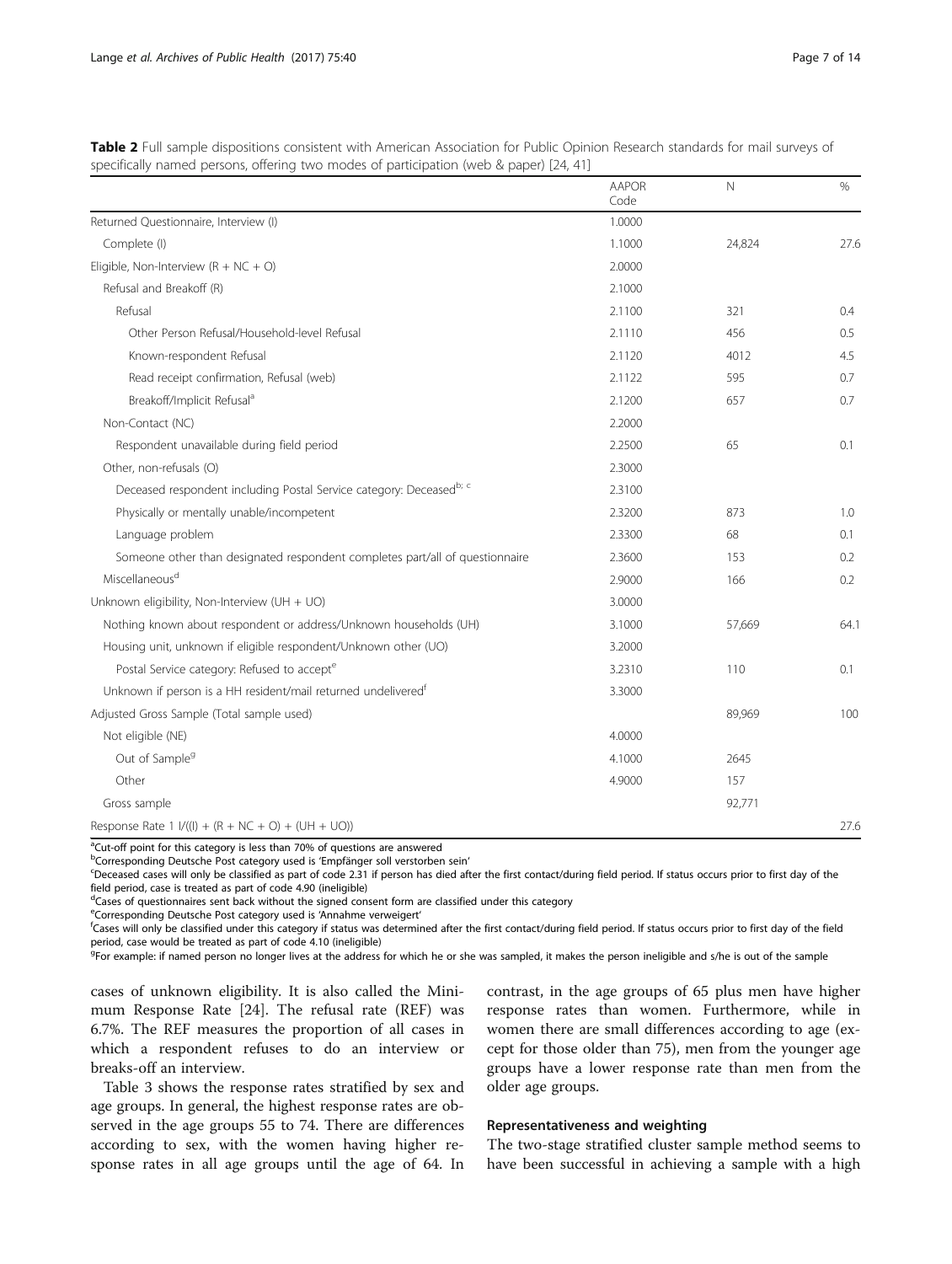**Table 2** Full sample dispositions consistent with American Association for Public Opinion Research standards for mail surveys of specifically named persons, offering two modes of participation (web & paper) [24, 41]

| | AAPOR Code | N | % |
|---|---|---|---|
| Returned Questionnaire, Interview (I) | 1.0000 | | |
| Complete (I) | 1.1000 | 24,824 | 27.6 |
| Eligible, Non-Interview (R + NC + O) | 2.0000 | | |
| Refusal and Breakoff (R) | 2.1000 | | |
| Refusal | 2.1100 | 321 | 0.4 |
| Other Person Refusal/Household-level Refusal | 2.1110 | 456 | 0.5 |
| Known-respondent Refusal | 2.1120 | 4012 | 4.5 |
| Read receipt confirmation, Refusal (web) | 2.1122 | 595 | 0.7 |
| Breakoff/Implicit Refusal[a] | 2.1200 | 657 | 0.7 |
| Non-Contact (NC) | 2.2000 | | |
| Respondent unavailable during field period | 2.2500 | 65 | 0.1 |
| Other, non-refusals (O) | 2.3000 | | |
| Deceased respondent including Postal Service category: Deceased[b; c] | 2.3100 | | |
| Physically or mentally unable/incompetent | 2.3200 | 873 | 1.0 |
| Language problem | 2.3300 | 68 | 0.1 |
| Someone other than designated respondent completes part/all of questionnaire | 2.3600 | 153 | 0.2 |
| Miscellaneous[d] | 2.9000 | 166 | 0.2 |
| Unknown eligibility, Non-Interview (UH + UO) | 3.0000 | | |
| Nothing known about respondent or address/Unknown households (UH) | 3.1000 | 57,669 | 64.1 |
| Housing unit, unknown if eligible respondent/Unknown other (UO) | 3.2000 | | |
| Postal Service category: Refused to accept[e] | 3.2310 | 110 | 0.1 |
| Unknown if person is a HH resident/mail returned undelivered[f] | 3.3000 | | |
| Adjusted Gross Sample (Total sample used) | | 89,969 | 100 |
| Not eligible (NE) | 4.0000 | | |
| Out of Sample[g] | 4.1000 | 2645 | |
| Other | 4.9000 | 157 | |
| Gross sample | | 92,771 | |
| Response Rate 1 I/((I) + (R + NC + O) + (UH + UO)) | | | 27.6 |

[a]Cut-off point for this category is less than 70% of questions are answered
[b]Corresponding Deutsche Post category used is 'Empfänger soll verstorben sein'
[c]Deceased cases will only be classified as part of code 2.31 if person has died after the first contact/during field period. If status occurs prior to first day of the field period, case is treated as part of code 4.90 (ineligible)
[d]Cases of questionnaires sent back without the signed consent form are classified under this category
[e]Corresponding Deutsche Post category used is 'Annahme verweigert'
[f]Cases will only be classified under this category if status was determined after the first contact/during field period. If status occurs prior to first day of the field period, case would be treated as part of code 4.10 (ineligible)
[g]For example: if named person no longer lives at the address for which he or she was sampled, it makes the person ineligible and s/he is out of the sample

cases of unknown eligibility. It is also called the Minimum Response Rate [24]. The refusal rate (REF) was 6.7%. The REF measures the proportion of all cases in which a respondent refuses to do an interview or breaks-off an interview.

Table 3 shows the response rates stratified by sex and age groups. In general, the highest response rates are observed in the age groups 55 to 74. There are differences according to sex, with the women having higher response rates in all age groups until the age of 64. In contrast, in the age groups of 65 plus men have higher response rates than women. Furthermore, while in women there are small differences according to age (except for those older than 75), men from the younger age groups have a lower response rate than men from the older age groups.

### Representativeness and weighting

The two-stage stratified cluster sample method seems to have been successful in achieving a sample with a high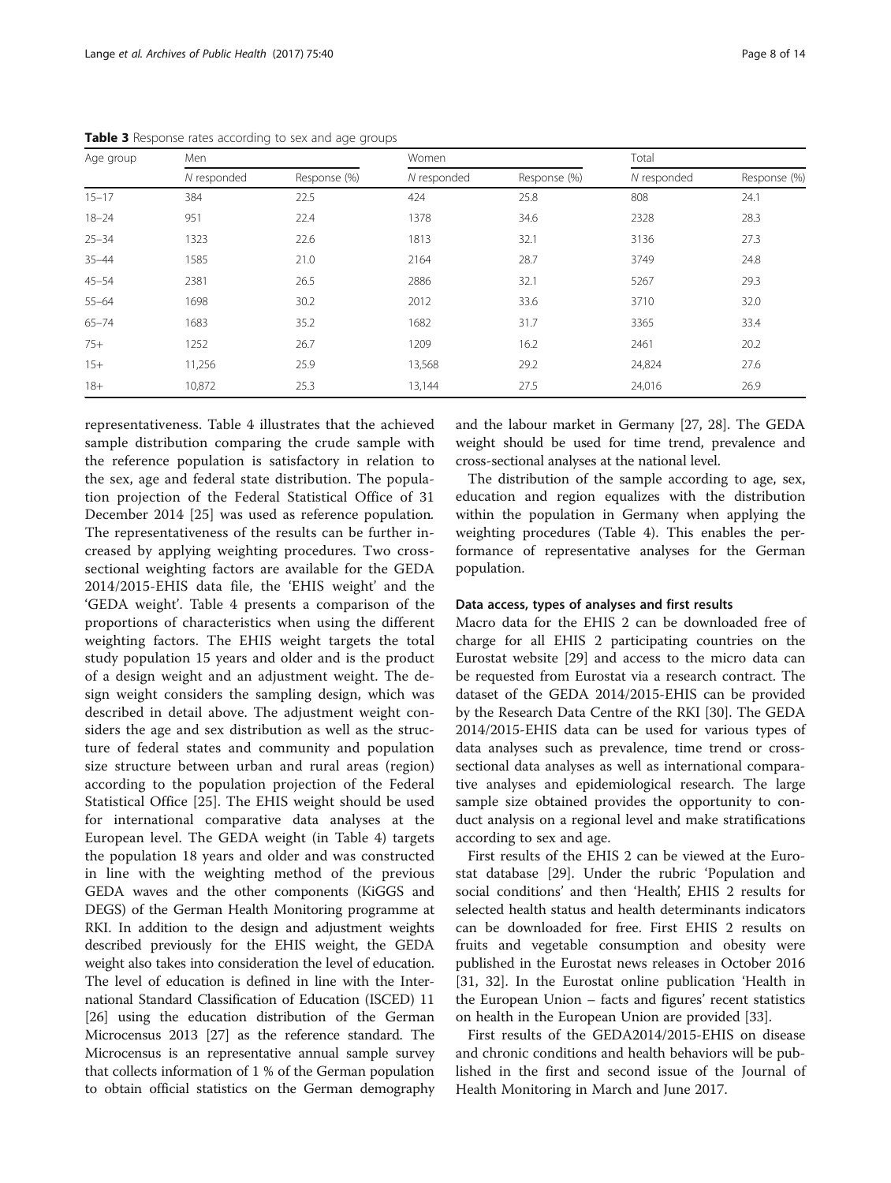**Table 3** Response rates according to sex and age groups

| Age group | Men | | Women | | Total | |
|---|---|---|---|---|---|---|
| | *N* responded | Response (%) | *N* responded | Response (%) | *N* responded | Response (%) |
| 15–17 | 384 | 22.5 | 424 | 25.8 | 808 | 24.1 |
| 18–24 | 951 | 22.4 | 1378 | 34.6 | 2328 | 28.3 |
| 25–34 | 1323 | 22.6 | 1813 | 32.1 | 3136 | 27.3 |
| 35–44 | 1585 | 21.0 | 2164 | 28.7 | 3749 | 24.8 |
| 45–54 | 2381 | 26.5 | 2886 | 32.1 | 5267 | 29.3 |
| 55–64 | 1698 | 30.2 | 2012 | 33.6 | 3710 | 32.0 |
| 65–74 | 1683 | 35.2 | 1682 | 31.7 | 3365 | 33.4 |
| 75+ | 1252 | 26.7 | 1209 | 16.2 | 2461 | 20.2 |
| 15+ | 11,256 | 25.9 | 13,568 | 29.2 | 24,824 | 27.6 |
| 18+ | 10,872 | 25.3 | 13,144 | 27.5 | 24,016 | 26.9 |

representativeness. Table 4 illustrates that the achieved sample distribution comparing the crude sample with the reference population is satisfactory in relation to the sex, age and federal state distribution. The population projection of the Federal Statistical Office of 31 December 2014 [25] was used as reference population. The representativeness of the results can be further increased by applying weighting procedures. Two cross-sectional weighting factors are available for the GEDA 2014/2015-EHIS data file, the 'EHIS weight' and the 'GEDA weight'. Table 4 presents a comparison of the proportions of characteristics when using the different weighting factors. The EHIS weight targets the total study population 15 years and older and is the product of a design weight and an adjustment weight. The design weight considers the sampling design, which was described in detail above. The adjustment weight considers the age and sex distribution as well as the structure of federal states and community and population size structure between urban and rural areas (region) according to the population projection of the Federal Statistical Office [25]. The EHIS weight should be used for international comparative data analyses at the European level. The GEDA weight (in Table 4) targets the population 18 years and older and was constructed in line with the weighting method of the previous GEDA waves and the other components (KiGGS and DEGS) of the German Health Monitoring programme at RKI. In addition to the design and adjustment weights described previously for the EHIS weight, the GEDA weight also takes into consideration the level of education. The level of education is defined in line with the International Standard Classification of Education (ISCED) 11 [26] using the education distribution of the German Microcensus 2013 [27] as the reference standard. The Microcensus is an representative annual sample survey that collects information of 1 % of the German population to obtain official statistics on the German demography and the labour market in Germany [27, 28]. The GEDA weight should be used for time trend, prevalence and cross-sectional analyses at the national level.

The distribution of the sample according to age, sex, education and region equalizes with the distribution within the population in Germany when applying the weighting procedures (Table 4). This enables the performance of representative analyses for the German population.

#### Data access, types of analyses and first results

Macro data for the EHIS 2 can be downloaded free of charge for all EHIS 2 participating countries on the Eurostat website [29] and access to the micro data can be requested from Eurostat via a research contract. The dataset of the GEDA 2014/2015-EHIS can be provided by the Research Data Centre of the RKI [30]. The GEDA 2014/2015-EHIS data can be used for various types of data analyses such as prevalence, time trend or cross-sectional data analyses as well as international comparative analyses and epidemiological research. The large sample size obtained provides the opportunity to conduct analysis on a regional level and make stratifications according to sex and age.

First results of the EHIS 2 can be viewed at the Eurostat database [29]. Under the rubric 'Population and social conditions' and then 'Health', EHIS 2 results for selected health status and health determinants indicators can be downloaded for free. First EHIS 2 results on fruits and vegetable consumption and obesity were published in the Eurostat news releases in October 2016 [31, 32]. In the Eurostat online publication 'Health in the European Union – facts and figures' recent statistics on health in the European Union are provided [33].

First results of the GEDA2014/2015-EHIS on disease and chronic conditions and health behaviors will be published in the first and second issue of the Journal of Health Monitoring in March and June 2017.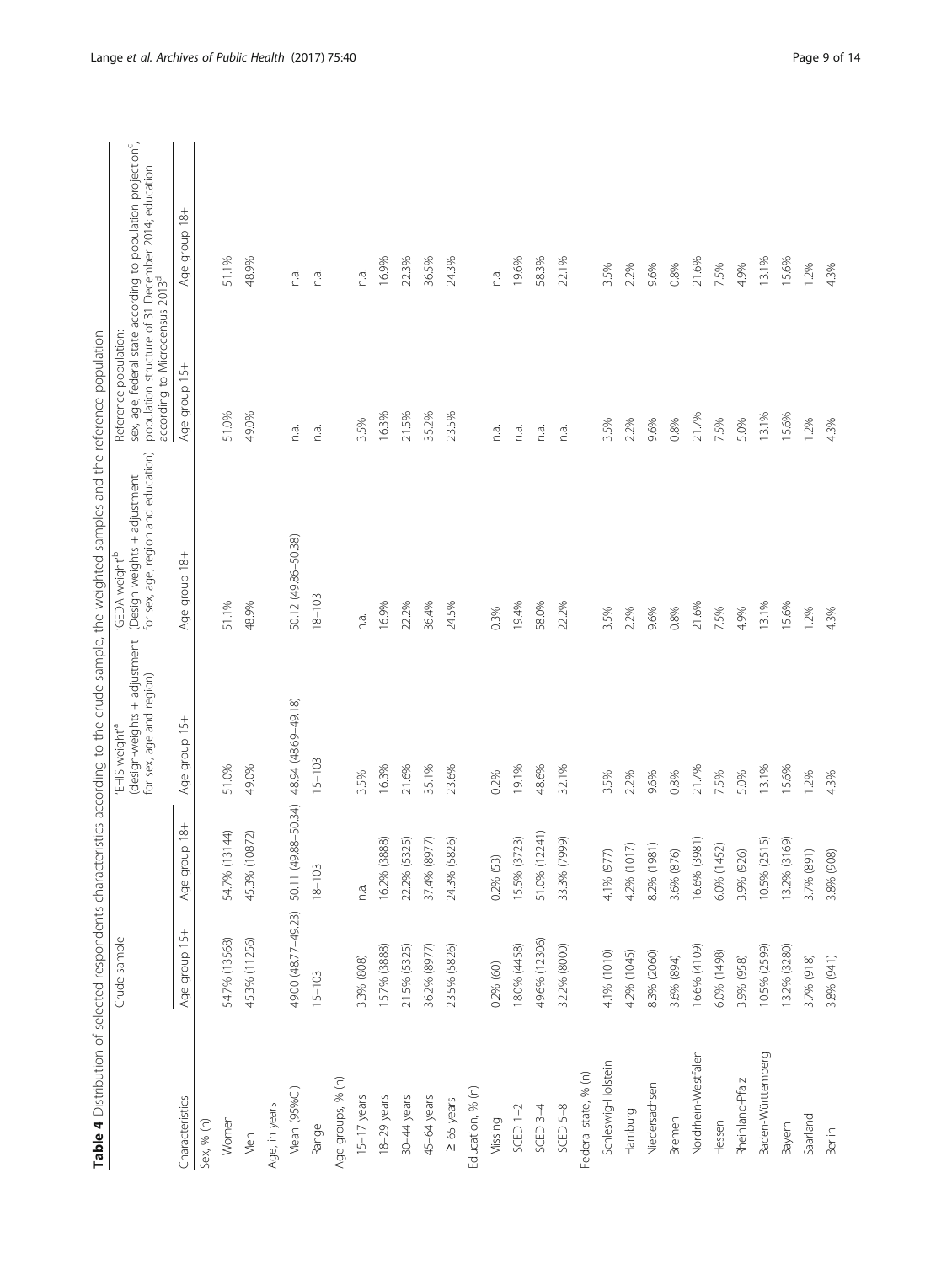**Table 4** Distribution of selected respondents characteristics according to the crude sample, the weighted samples and the reference population

| Characteristics | Crude sample | | 'EHIS weight'[a] (design-weights + adjustment for sex, age and region) | 'GEDA weight'[b] (Design weights + adjustment for sex, age, region and education) | Reference population: sex, age, federal state according to population projection[c], population structure of 31 December 2014; education according to Microcensus 2013[d] | |
|---|---|---|---|---|---|---|
| | Age group 15+ | Age group 18+ | Age group 15+ | Age group 18+ | Age group 15+ | Age group 18+ |
| Sex, % (n) | | | | | | |
| Women | 54.7% (13568) | 54.7% (13144) | 51.0% | 51.1% | 51.0% | 51.1% |
| Men | 45.3% (11256) | 45.3% (10872) | 49.0% | 48.9% | 49.0% | 48.9% |
| Age, in years | | | | | | |
| Mean (95%CI) | 49.00 (48.77–49.23) | 50.11 (49.88–50.34) | 48.94 (48.69–49.18) | 50.12 (49.86–50.38) | n.a. | n.a. |
| Range | 15–103 | 18–103 | 15–103 | 18–103 | n.a. | n.a. |
| Age groups, % (n) | | | | | | |
| 15–17 years | 3.3% (808) | n.a. | 3.5% | n.a. | 3.5% | n.a. |
| 18–29 years | 15.7% (3888) | 16.2% (3888) | 16.3% | 16.9% | 16.3% | 16.9% |
| 30–44 years | 21.5% (5325) | 22.2% (5325) | 21.6% | 22.2% | 21.5% | 22.3% |
| 45–64 years | 36.2% (8977) | 37.4% (8977) | 35.1% | 36.4% | 35.2% | 36.5% |
| ≥ 65 years | 23.5% (5826) | 24.3% (5826) | 23.6% | 24.5% | 23.5% | 24.3% |
| Education, % (n) | | | | | | |
| Missing | 0.2% (60) | 0.2% (53) | 0.2% | 0.3% | n.a. | n.a. |
| ISCED 1–2 | 18.0% (4458) | 15.5% (3723) | 19.1% | 19.4% | n.a. | 19.6% |
| ISCED 3–4 | 49.6% (12306) | 51.0% (12241) | 48.6% | 58.0% | n.a. | 58.3% |
| ISCED 5–8 | 32.2% (8000) | 33.3% (7999) | 32.1% | 22.2% | n.a. | 22.1% |
| Federal state, % (n) | | | | | | |
| Schleswig-Holstein | 4.1% (1010) | 4.1% (977) | 3.5% | 3.5% | 3.5% | 3.5% |
| Hamburg | 4.2% (1045) | 4.2% (1017) | 2.2% | 2.2% | 2.2% | 2.2% |
| Niedersachsen | 8.3% (2060) | 8.2% (1981) | 9.6% | 9.6% | 9.6% | 9.6% |
| Bremen | 3.6% (894) | 3.6% (876) | 0.8% | 0.8% | 0.8% | 0.8% |
| Nordrhein-Westfalen | 16.6% (4109) | 16.6% (3981) | 21.7% | 21.6% | 21.7% | 21.6% |
| Hessen | 6.0% (1498) | 6.0% (1452) | 7.5% | 7.5% | 7.5% | 7.5% |
| Rheinland-Pfalz | 3.9% (958) | 3.9% (926) | 5.0% | 4.9% | 5.0% | 4.9% |
| Baden-Württemberg | 10.5% (2599) | 10.5% (2515) | 13.1% | 13.1% | 13.1% | 13.1% |
| Bayern | 13.2% (3280) | 13.2% (3169) | 15.6% | 15.6% | 15.6% | 15.6% |
| Saarland | 3.7% (918) | 3.7% (891) | 1.2% | 1.2% | 1.2% | 1.2% |
| Berlin | 3.8% (941) | 3.8% (908) | 4.3% | 4.3% | 4.3% | 4.3% |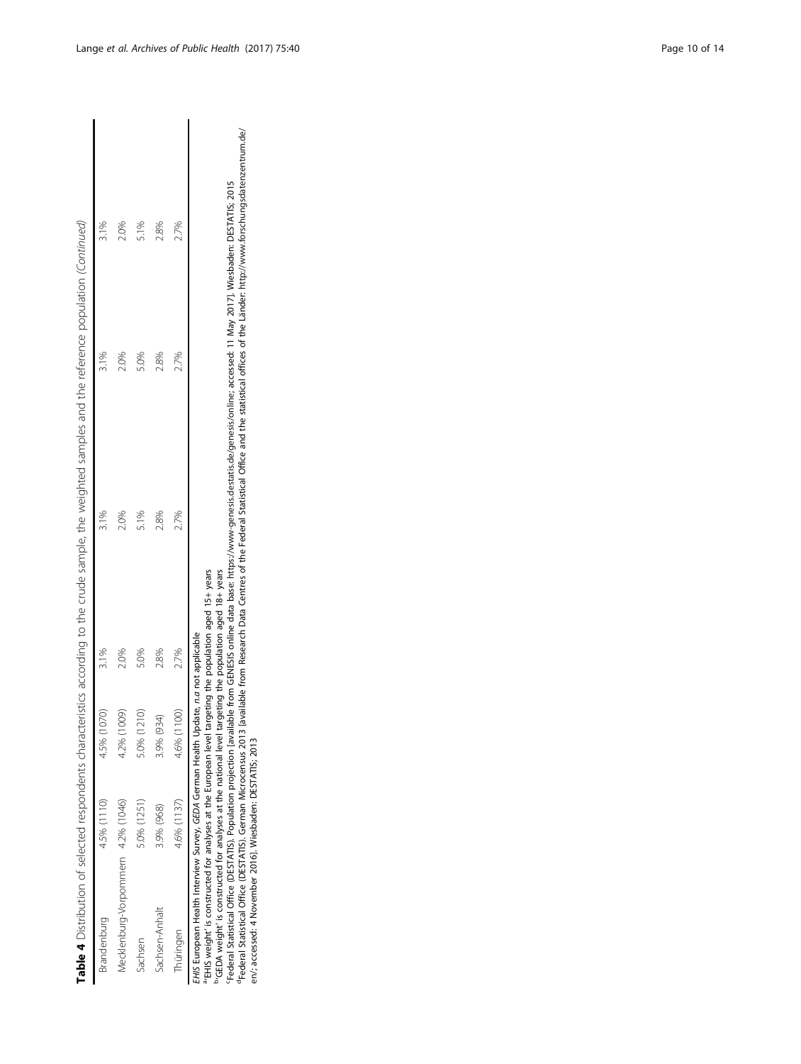**Table 4** Distribution of selected respondents characteristics according to the crude sample, the weighted samples and the reference population *(Continued)*

| | | | | | | |
|---|---|---|---|---|---|---|
| Brandenburg | 4.5% (1110) | 4.5% (1070) | 3.1% | 3.1% | 3.1% | 3.1% |
| Mecklenburg-Vorpommern | 4.2% (1046) | 4.2% (1009) | 2.0% | 2.0% | 2.0% | 2.0% |
| Sachsen | 5.0% (1251) | 5.0% (1210) | 5.0% | 5.1% | 5.0% | 5.1% |
| Sachsen-Anhalt | 3.9% (968) | 3.9% (934) | 2.8% | 2.8% | 2.8% | 2.8% |
| Thüringen | 4.6% (1137) | 4.6% (1100) | 2.7% | 2.7% | 2.7% | 2.7% |

*EHIS* European Health Interview Survey, *GEDA* German Health Update, *n.a* not applicable
[a]'EHIS weight' is constructed for analyses at the European level targeting the population aged 15+ years
[b]'GEDA weight' is constructed for analyses at the national level targeting the population aged 18+ years
[c]Federal Statistical Office (DESTATIS). Population projection [available from GENESIS online data base: https://www-genesis.destatis.de/genesis/online; accessed: 11 May 2017]. Wiesbaden: DESTATIS; 2015
[d]Federal Statistical Office (DESTATIS). German Microcensus 2013 [available from Research Data Centres of the Federal Statistical Office and the statistical offices of the Länder: http://www.forschungsdatenzentrum.de/en/; accessed: 4 November 2016]. Wiesbaden: DESTATIS; 2013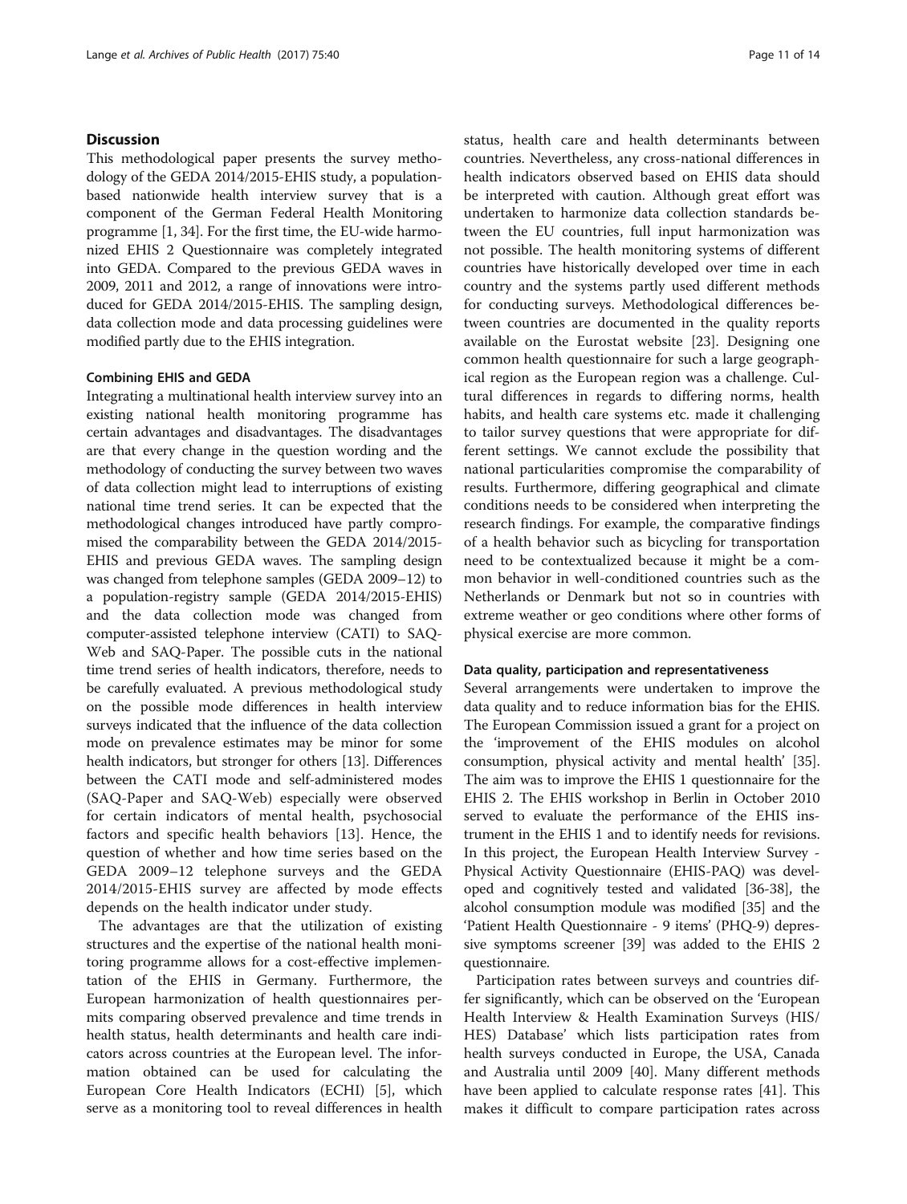## Discussion

This methodological paper presents the survey methodology of the GEDA 2014/2015-EHIS study, a population-based nationwide health interview survey that is a component of the German Federal Health Monitoring programme [1, 34]. For the first time, the EU-wide harmonized EHIS 2 Questionnaire was completely integrated into GEDA. Compared to the previous GEDA waves in 2009, 2011 and 2012, a range of innovations were introduced for GEDA 2014/2015-EHIS. The sampling design, data collection mode and data processing guidelines were modified partly due to the EHIS integration.

### Combining EHIS and GEDA

Integrating a multinational health interview survey into an existing national health monitoring programme has certain advantages and disadvantages. The disadvantages are that every change in the question wording and the methodology of conducting the survey between two waves of data collection might lead to interruptions of existing national time trend series. It can be expected that the methodological changes introduced have partly compromised the comparability between the GEDA 2014/2015-EHIS and previous GEDA waves. The sampling design was changed from telephone samples (GEDA 2009–12) to a population-registry sample (GEDA 2014/2015-EHIS) and the data collection mode was changed from computer-assisted telephone interview (CATI) to SAQ-Web and SAQ-Paper. The possible cuts in the national time trend series of health indicators, therefore, needs to be carefully evaluated. A previous methodological study on the possible mode differences in health interview surveys indicated that the influence of the data collection mode on prevalence estimates may be minor for some health indicators, but stronger for others [13]. Differences between the CATI mode and self-administered modes (SAQ-Paper and SAQ-Web) especially were observed for certain indicators of mental health, psychosocial factors and specific health behaviors [13]. Hence, the question of whether and how time series based on the GEDA 2009–12 telephone surveys and the GEDA 2014/2015-EHIS survey are affected by mode effects depends on the health indicator under study.

The advantages are that the utilization of existing structures and the expertise of the national health monitoring programme allows for a cost-effective implementation of the EHIS in Germany. Furthermore, the European harmonization of health questionnaires permits comparing observed prevalence and time trends in health status, health determinants and health care indicators across countries at the European level. The information obtained can be used for calculating the European Core Health Indicators (ECHI) [5], which serve as a monitoring tool to reveal differences in health status, health care and health determinants between countries. Nevertheless, any cross-national differences in health indicators observed based on EHIS data should be interpreted with caution. Although great effort was undertaken to harmonize data collection standards between the EU countries, full input harmonization was not possible. The health monitoring systems of different countries have historically developed over time in each country and the systems partly used different methods for conducting surveys. Methodological differences between countries are documented in the quality reports available on the Eurostat website [23]. Designing one common health questionnaire for such a large geographical region as the European region was a challenge. Cultural differences in regards to differing norms, health habits, and health care systems etc. made it challenging to tailor survey questions that were appropriate for different settings. We cannot exclude the possibility that national particularities compromise the comparability of results. Furthermore, differing geographical and climate conditions needs to be considered when interpreting the research findings. For example, the comparative findings of a health behavior such as bicycling for transportation need to be contextualized because it might be a common behavior in well-conditioned countries such as the Netherlands or Denmark but not so in countries with extreme weather or geo conditions where other forms of physical exercise are more common.

### Data quality, participation and representativeness

Several arrangements were undertaken to improve the data quality and to reduce information bias for the EHIS. The European Commission issued a grant for a project on the 'improvement of the EHIS modules on alcohol consumption, physical activity and mental health' [35]. The aim was to improve the EHIS 1 questionnaire for the EHIS 2. The EHIS workshop in Berlin in October 2010 served to evaluate the performance of the EHIS instrument in the EHIS 1 and to identify needs for revisions. In this project, the European Health Interview Survey - Physical Activity Questionnaire (EHIS-PAQ) was developed and cognitively tested and validated [36-38], the alcohol consumption module was modified [35] and the 'Patient Health Questionnaire - 9 items' (PHQ-9) depressive symptoms screener [39] was added to the EHIS 2 questionnaire.

Participation rates between surveys and countries differ significantly, which can be observed on the 'European Health Interview & Health Examination Surveys (HIS/HES) Database' which lists participation rates from health surveys conducted in Europe, the USA, Canada and Australia until 2009 [40]. Many different methods have been applied to calculate response rates [41]. This makes it difficult to compare participation rates across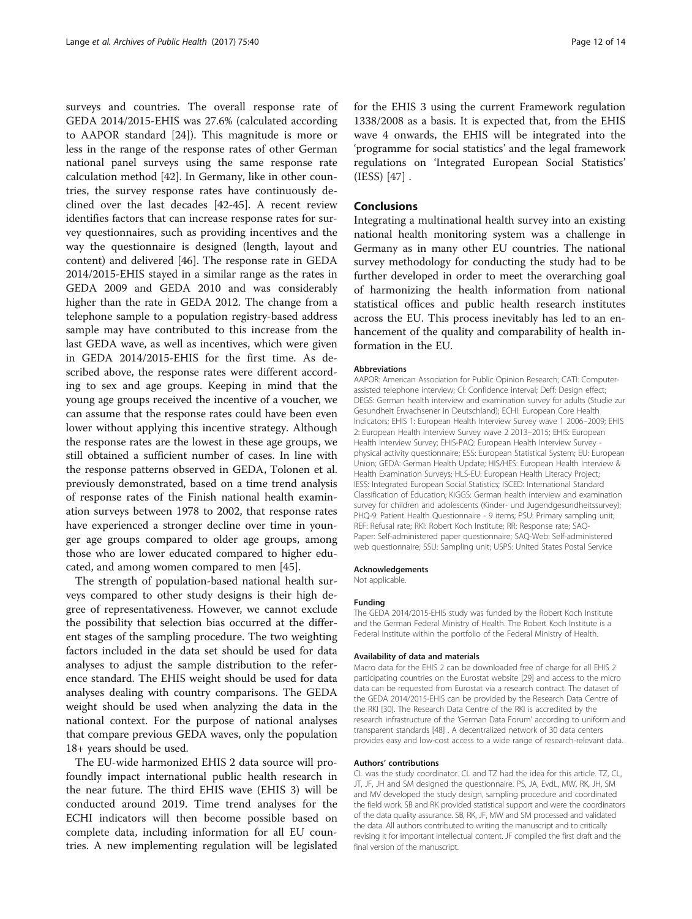surveys and countries. The overall response rate of GEDA 2014/2015-EHIS was 27.6% (calculated according to AAPOR standard [24]). This magnitude is more or less in the range of the response rates of other German national panel surveys using the same response rate calculation method [42]. In Germany, like in other countries, the survey response rates have continuously declined over the last decades [42-45]. A recent review identifies factors that can increase response rates for survey questionnaires, such as providing incentives and the way the questionnaire is designed (length, layout and content) and delivered [46]. The response rate in GEDA 2014/2015-EHIS stayed in a similar range as the rates in GEDA 2009 and GEDA 2010 and was considerably higher than the rate in GEDA 2012. The change from a telephone sample to a population registry-based address sample may have contributed to this increase from the last GEDA wave, as well as incentives, which were given in GEDA 2014/2015-EHIS for the first time. As described above, the response rates were different according to sex and age groups. Keeping in mind that the young age groups received the incentive of a voucher, we can assume that the response rates could have been even lower without applying this incentive strategy. Although the response rates are the lowest in these age groups, we still obtained a sufficient number of cases. In line with the response patterns observed in GEDA, Tolonen et al. previously demonstrated, based on a time trend analysis of response rates of the Finish national health examination surveys between 1978 to 2002, that response rates have experienced a stronger decline over time in younger age groups compared to older age groups, among those who are lower educated compared to higher educated, and among women compared to men [45].

The strength of population-based national health surveys compared to other study designs is their high degree of representativeness. However, we cannot exclude the possibility that selection bias occurred at the different stages of the sampling procedure. The two weighting factors included in the data set should be used for data analyses to adjust the sample distribution to the reference standard. The EHIS weight should be used for data analyses dealing with country comparisons. The GEDA weight should be used when analyzing the data in the national context. For the purpose of national analyses that compare previous GEDA waves, only the population 18+ years should be used.

The EU-wide harmonized EHIS 2 data source will profoundly impact international public health research in the near future. The third EHIS wave (EHIS 3) will be conducted around 2019. Time trend analyses for the ECHI indicators will then become possible based on complete data, including information for all EU countries. A new implementing regulation will be legislated for the EHIS 3 using the current Framework regulation 1338/2008 as a basis. It is expected that, from the EHIS wave 4 onwards, the EHIS will be integrated into the 'programme for social statistics' and the legal framework regulations on 'Integrated European Social Statistics' (IESS) [47] .

## Conclusions

Integrating a multinational health survey into an existing national health monitoring system was a challenge in Germany as in many other EU countries. The national survey methodology for conducting the study had to be further developed in order to meet the overarching goal of harmonizing the health information from national statistical offices and public health research institutes across the EU. This process inevitably has led to an enhancement of the quality and comparability of health information in the EU.

#### Abbreviations

AAPOR: American Association for Public Opinion Research; CATI: Computer-assisted telephone interview; CI: Confidence interval; Deff: Design effect; DEGS: German health interview and examination survey for adults (Studie zur Gesundheit Erwachsener in Deutschland); ECHI: European Core Health Indicators; EHIS 1: European Health Interview Survey wave 1 2006–2009; EHIS 2: European Health Interview Survey wave 2 2013–2015; EHIS: European Health Interview Survey; EHIS-PAQ: European Health Interview Survey - physical activity questionnaire; ESS: European Statistical System; EU: European Union; GEDA: German Health Update; HIS/HES: European Health Interview & Health Examination Surveys; HLS-EU: European Health Literacy Project; IESS: Integrated European Social Statistics; ISCED: International Standard Classification of Education; KiGGS: German health interview and examination survey for children and adolescents (Kinder- und Jugendgesundheitssurvey); PHQ-9: Patient Health Questionnaire - 9 items; PSU: Primary sampling unit; REF: Refusal rate; RKI: Robert Koch Institute; RR: Response rate; SAQ-Paper: Self-administered paper questionnaire; SAQ-Web: Self-administered web questionnaire; SSU: Sampling unit; USPS: United States Postal Service

#### Acknowledgements

Not applicable.

#### Funding

The GEDA 2014/2015-EHIS study was funded by the Robert Koch Institute and the German Federal Ministry of Health. The Robert Koch Institute is a Federal Institute within the portfolio of the Federal Ministry of Health.

#### Availability of data and materials

Macro data for the EHIS 2 can be downloaded free of charge for all EHIS 2 participating countries on the Eurostat website [29] and access to the micro data can be requested from Eurostat via a research contract. The dataset of the GEDA 2014/2015-EHIS can be provided by the Research Data Centre of the RKI [30]. The Research Data Centre of the RKI is accredited by the research infrastructure of the 'German Data Forum' according to uniform and transparent standards [48] . A decentralized network of 30 data centers provides easy and low-cost access to a wide range of research-relevant data.

#### Authors' contributions

CL was the study coordinator. CL and TZ had the idea for this article. TZ, CL, JT, JF, JH and SM designed the questionnaire. PS, JA, EvdL, MW, RK, JH, SM and MV developed the study design, sampling procedure and coordinated the field work. SB and RK provided statistical support and were the coordinators of the data quality assurance. SB, RK, JF, MW and SM processed and validated the data. All authors contributed to writing the manuscript and to critically revising it for important intellectual content. JF compiled the first draft and the final version of the manuscript.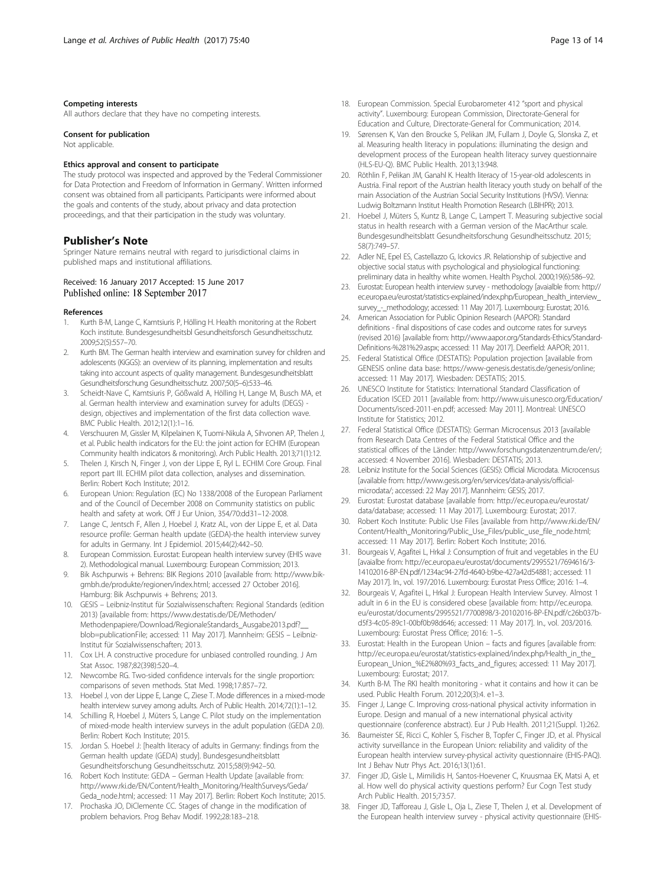#### Competing interests

All authors declare that they have no competing interests.

#### Consent for publication

Not applicable.

#### Ethics approval and consent to participate

The study protocol was inspected and approved by the 'Federal Commissioner for Data Protection and Freedom of Information in Germany'. Written informed consent was obtained from all participants. Participants were informed about the goals and contents of the study, about privacy and data protection proceedings, and that their participation in the study was voluntary.

## Publisher's Note

Springer Nature remains neutral with regard to jurisdictional claims in published maps and institutional affiliations.

Received: 16 January 2017 Accepted: 15 June 2017
Published online: 18 September 2017

#### References

1. Kurth B-M, Lange C, Kamtsiuris P, Hölling H. Health monitoring at the Robert Koch institute. Bundesgesundheitsbl Gesundheitsforsch Gesundheitsschutz. 2009;52(5):557–70.
2. Kurth BM. The German health interview and examination survey for children and adolescents (KiGGS): an overview of its planning, implementation and results taking into account aspects of quality management. Bundesgesundheitsblatt Gesundheitsforschung Gesundheitsschutz. 2007;50(5–6):533–46.
3. Scheidt-Nave C, Kamtsiuris P, Gößwald A, Hölling H, Lange M, Busch MA, et al. German health interview and examination survey for adults (DEGS) - design, objectives and implementation of the first data collection wave. BMC Public Health. 2012;12(1):1–16.
4. Verschuuren M, Gissler M, Kilpelainen K, Tuomi-Nikula A, Sihvonen AP, Thelen J, et al. Public health indicators for the EU: the joint action for ECHIM (European Community health indicators & monitoring). Arch Public Health. 2013;71(1):12.
5. Thelen J, Kirsch N, Finger J, von der Lippe E, Ryl L. ECHIM Core Group. Final report part III. ECHIM pilot data collection, analyses and dissemination. Berlin: Robert Koch Institute; 2012.
6. European Union: Regulation (EC) No 1338/2008 of the European Parliament and of the Council of December 2008 on Community statistics on public health and safety at work. Off J Eur Union, 354/70:dd31–12-2008.
7. Lange C, Jentsch F, Allen J, Hoebel J, Kratz AL, von der Lippe E, et al. Data resource profile: German health update (GEDA)-the health interview survey for adults in Germany. Int J Epidemiol. 2015;44(2):442–50.
8. European Commission. Eurostat: European health interview survey (EHIS wave 2). Methodological manual. Luxembourg: European Commission; 2013.
9. Bik Aschpurwis + Behrens: BIK Regions 2010 [available from: http://www.bik-gmbh.de/produkte/regionen/index.html; accessed 27 October 2016]. Hamburg: Bik Aschpurwis + Behrens; 2013.
10. GESIS – Leibniz-Institut für Sozialwissenschaften: Regional Standards (edition 2013) [available from: https://www.destatis.de/DE/Methoden/Methodenpapiere/Download/RegionaleStandards_Ausgabe2013.pdf?__blob=publicationFile; accessed: 11 May 2017]. Mannheim: GESIS – Leibniz-Institut für Sozialwissenschaften; 2013.
11. Cox LH. A constructive procedure for unbiased controlled rounding. J Am Stat Assoc. 1987;82(398):520–4.
12. Newcombe RG. Two-sided confidence intervals for the single proportion: comparisons of seven methods. Stat Med. 1998;17:857–72.
13. Hoebel J, von der Lippe E, Lange C, Ziese T. Mode differences in a mixed-mode health interview survey among adults. Arch of Public Health. 2014;72(1):1–12.
14. Schilling R, Hoebel J, Müters S, Lange C. Pilot study on the implementation of mixed-mode health interview surveys in the adult population (GEDA 2.0). Berlin: Robert Koch Institute; 2015.
15. Jordan S. Hoebel J: [health literacy of adults in Germany: findings from the German health update (GEDA) study]. Bundesgesundheitsblatt Gesundheitsforschung Gesundheitsschutz. 2015;58(9):942–50.
16. Robert Koch Institute: GEDA – German Health Update [available from: http://www.rki.de/EN/Content/Health_Monitoring/HealthSurveys/Geda/Geda_node.html; accessed: 11 May 2017]. Berlin: Robert Koch Institute; 2015.
17. Prochaska JO, DiClemente CC. Stages of change in the modification of problem behaviors. Prog Behav Modif. 1992;28:183–218.
18. European Commission. Special Eurobarometer 412 "sport and physical activity". Luxembourg: European Commission, Directorate-General for Education and Culture, Directorate-General for Communication; 2014.
19. Sørensen K, Van den Broucke S, Pelikan JM, Fullam J, Doyle G, Slonska Z, et al. Measuring health literacy in populations: illuminating the design and development process of the European health literacy survey questionnaire (HLS-EU-Q). BMC Public Health. 2013;13:948.
20. Röthlin F, Pelikan JM, Ganahl K. Health literacy of 15-year-old adolescents in Austria. Final report of the Austrian health literacy youth study on behalf of the main Association of the Austrian Social Security Institutions (HVSV). Vienna: Ludwig Boltzmann Institut Health Promotion Research (LBIHPR); 2013.
21. Hoebel J, Müters S, Kuntz B, Lange C, Lampert T. Measuring subjective social status in health research with a German version of the MacArthur scale. Bundesgesundheitsblatt Gesundheitsforschung Gesundheitsschutz. 2015; 58(7):749–57.
22. Adler NE, Epel ES, Castellazzo G, Ickovics JR. Relationship of subjective and objective social status with psychological and physiological functioning: preliminary data in healthy white women. Health Psychol. 2000;19(6):586–92.
23. Eurostat: European health interview survey - methodology [avaialble from: http://ec.europa.eu/eurostat/statistics-explained/index.php/European_health_interview_survey_-_methodology; accessed: 11 May 2017]. Luxembourg: Eurostat; 2016.
24. American Association for Public Opinion Research (AAPOR): Standard definitions - final dispositions of case codes and outcome rates for surveys (revised 2016) [available from: http://www.aapor.org/Standards-Ethics/Standard-Definitions-%281%29.aspx; accessed: 11 May 2017]. Deerfield: AAPOR; 2011.
25. Federal Statistical Office (DESTATIS): Population projection [available from GENESIS online data base: https://www-genesis.destatis.de/genesis/online; accessed: 11 May 2017]. Wiesbaden: DESTATIS; 2015.
26. UNESCO Institute for Statistics: International Standard Classification of Education ISCED 2011 [available from: http://www.uis.unesco.org/Education/Documents/isced-2011-en.pdf; accessed: May 2011]. Montreal: UNESCO Institute for Statistics; 2012.
27. Federal Statistical Office (DESTATIS): German Microcensus 2013 [available from Research Data Centres of the Federal Statistical Office and the statistical offices of the Länder: http://www.forschungsdatenzentrum.de/en/; accessed: 4 November 2016]. Wiesbaden: DESTATIS; 2013.
28. Leibniz Institute for the Social Sciences (GESIS): Official Microdata. Microcensus [available from: http://www.gesis.org/en/services/data-analysis/official-microdata/; accessed: 22 May 2017]. Mannheim: GESIS; 2017.
29. Eurostat: Eurostat database [available from: http://ec.europa.eu/eurostat/data/database; accessed: 11 May 2017]. Luxembourg: Eurostat; 2017.
30. Robert Koch Institute: Public Use Files [available from http://www.rki.de/EN/Content/Health_Monitoring/Public_Use_Files/public_use_file_node.html; accessed: 11 May 2017]. Berlin: Robert Koch Institute; 2016.
31. Bourgeais V, Agafitei L, Hrkal J: Consumption of fruit and vegetables in the EU [avaialbe from: http://ec.europa.eu/eurostat/documents/2995521/7694616/3-14102016-BP-EN.pdf/1234ac94-27fd-4640-b9be-427a42d54881; accessed: 11 May 2017]. In., vol. 197/2016. Luxembourg: Eurostat Press Office; 2016: 1–4.
32. Bourgeais V, Agafitei L, Hrkal J: European Health Interview Survey. Almost 1 adult in 6 in the EU is considered obese [available from: http://ec.europa.eu/eurostat/documents/2995521/7700898/3-20102016-BP-EN.pdf/c26b037b-d5f3-4c05-89c1-00bf0b98d646; accessed: 11 May 2017]. In., vol. 203/2016. Luxembourg: Eurostat Press Office; 2016: 1–5.
33. Eurostat: Health in the European Union – facts and figures [available from: http://ec.europa.eu/eurostat/statistics-explained/index.php/Health_in_the_European_Union_%E2%80%93_facts_and_figures; accessed: 11 May 2017]. Luxembourg: Eurostat; 2017.
34. Kurth B-M. The RKI health monitoring - what it contains and how it can be used. Public Health Forum. 2012;20(3):4. e1–3.
35. Finger J, Lange C. Improving cross-national physical activity information in Europe. Design and manual of a new international physical activity questionnaire (conference abstract). Eur J Pub Health. 2011;21(Suppl. 1):262.
36. Baumeister SE, Ricci C, Kohler S, Fischer B, Topfer C, Finger JD, et al. Physical activity surveillance in the European Union: reliability and validity of the European health interview survey-physical activity questionnaire (EHIS-PAQ). Int J Behav Nutr Phys Act. 2016;13(1):61.
37. Finger JD, Gisle L, Mimilidis H, Santos-Hoevener C, Kruusmaa EK, Matsi A, et al. How well do physical activity questions perform? Eur Cogn Test study Arch Public Health. 2015;73:57.
38. Finger JD, Tafforeau J, Gisle L, Oja L, Ziese T, Thelen J, et al. Development of the European health interview survey - physical activity questionnaire (EHIS-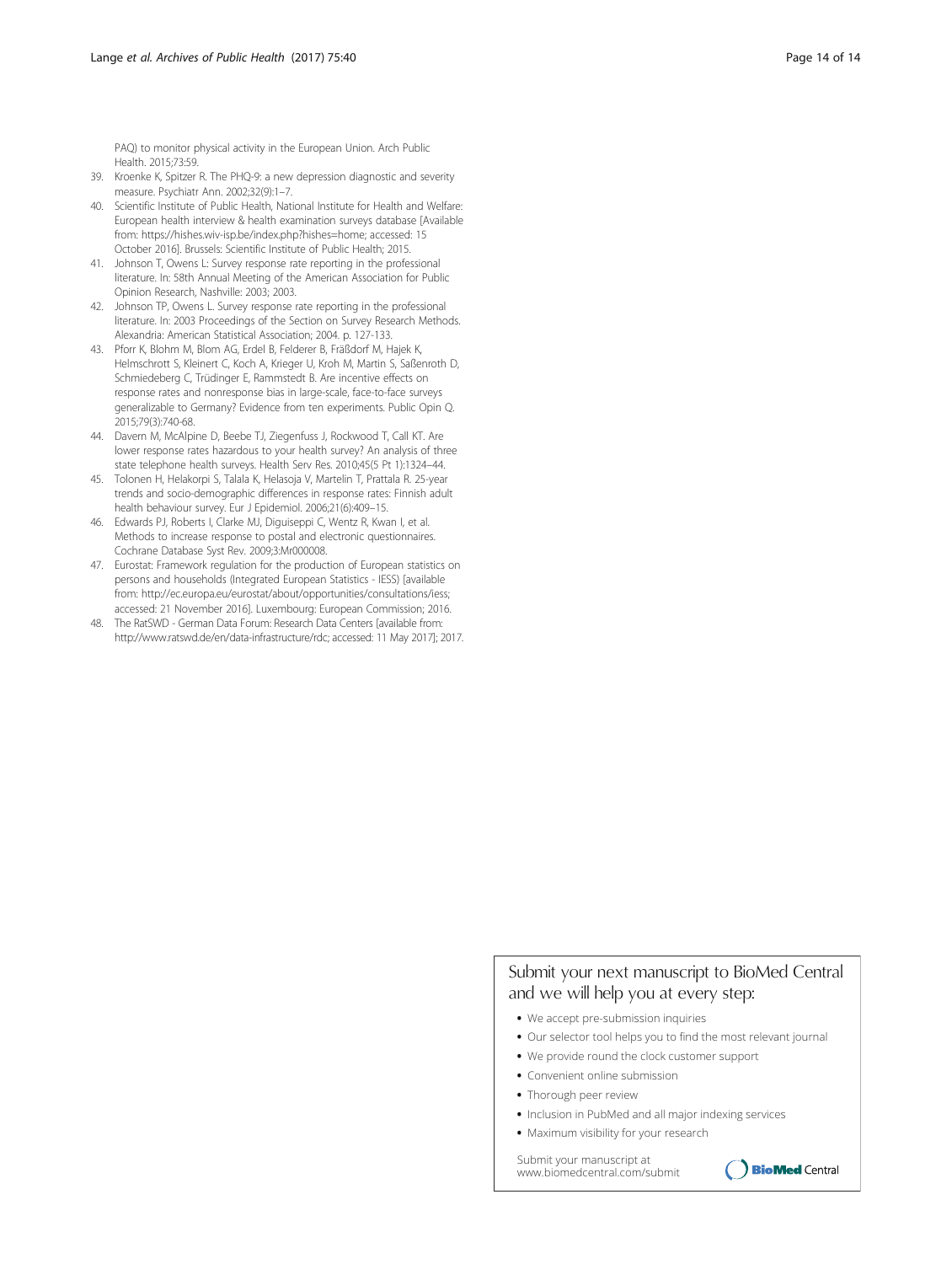PAQ) to monitor physical activity in the European Union. Arch Public Health. 2015;73:59.

39. Kroenke K, Spitzer R. The PHQ-9: a new depression diagnostic and severity measure. Psychiatr Ann. 2002;32(9):1–7.
40. Scientific Institute of Public Health, National Institute for Health and Welfare: European health interview & health examination surveys database [Available from: https://hishes.wiv-isp.be/index.php?hishes=home; accessed: 15 October 2016]. Brussels: Scientific Institute of Public Health; 2015.
41. Johnson T, Owens L: Survey response rate reporting in the professional literature. In: 58th Annual Meeting of the American Association for Public Opinion Research, Nashville: 2003; 2003.
42. Johnson TP, Owens L. Survey response rate reporting in the professional literature. In: 2003 Proceedings of the Section on Survey Research Methods. Alexandria: American Statistical Association; 2004. p. 127-133.
43. Pforr K, Blohm M, Blom AG, Erdel B, Felderer B, Fräßdorf M, Hajek K, Helmschrott S, Kleinert C, Koch A, Krieger U, Kroh M, Martin S, Saßenroth D, Schmiedeberg C, Trüdinger E, Rammstedt B. Are incentive effects on response rates and nonresponse bias in large-scale, face-to-face surveys generalizable to Germany? Evidence from ten experiments. Public Opin Q. 2015;79(3):740-68.
44. Davern M, McAlpine D, Beebe TJ, Ziegenfuss J, Rockwood T, Call KT. Are lower response rates hazardous to your health survey? An analysis of three state telephone health surveys. Health Serv Res. 2010;45(5 Pt 1):1324–44.
45. Tolonen H, Helakorpi S, Talala K, Helasoja V, Martelin T, Prattala R. 25-year trends and socio-demographic differences in response rates: Finnish adult health behaviour survey. Eur J Epidemiol. 2006;21(6):409–15.
46. Edwards PJ, Roberts I, Clarke MJ, Diguiseppi C, Wentz R, Kwan I, et al. Methods to increase response to postal and electronic questionnaires. Cochrane Database Syst Rev. 2009;3:Mr000008.
47. Eurostat: Framework regulation for the production of European statistics on persons and households (Integrated European Statistics - IESS) [available from: http://ec.europa.eu/eurostat/about/opportunities/consultations/iess; accessed: 21 November 2016]. Luxembourg: European Commission; 2016.
48. The RatSWD - German Data Forum: Research Data Centers [available from: http://www.ratswd.de/en/data-infrastructure/rdc; accessed: 11 May 2017]; 2017.

Submit your next manuscript to BioMed Central and we will help you at every step:

- We accept pre-submission inquiries
- Our selector tool helps you to find the most relevant journal
- We provide round the clock customer support
- Convenient online submission
- Thorough peer review
- Inclusion in PubMed and all major indexing services
- Maximum visibility for your research

Submit your manuscript at
www.biomedcentral.com/submit

BioMed Central